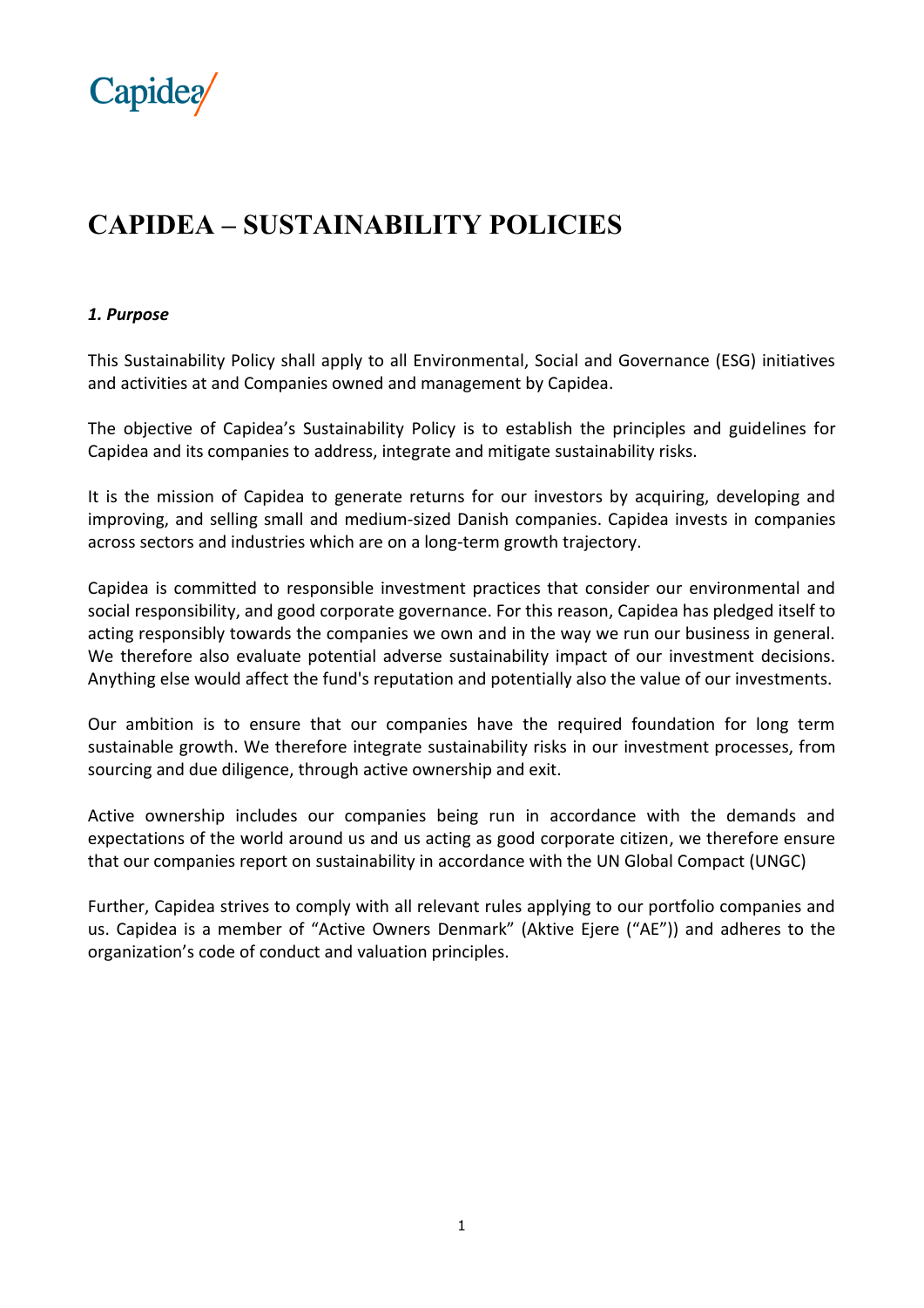Capidea/

# CAPIDEA – SUSTAINABILITY POLICIES

***1. Purpose***

This Sustainability Policy shall apply to all Environmental, Social and Governance (ESG) initiatives and activities at and Companies owned and management by Capidea.

The objective of Capidea's Sustainability Policy is to establish the principles and guidelines for Capidea and its companies to address, integrate and mitigate sustainability risks.

It is the mission of Capidea to generate returns for our investors by acquiring, developing and improving, and selling small and medium-sized Danish companies. Capidea invests in companies across sectors and industries which are on a long-term growth trajectory.

Capidea is committed to responsible investment practices that consider our environmental and social responsibility, and good corporate governance. For this reason, Capidea has pledged itself to acting responsibly towards the companies we own and in the way we run our business in general. We therefore also evaluate potential adverse sustainability impact of our investment decisions. Anything else would affect the fund's reputation and potentially also the value of our investments.

Our ambition is to ensure that our companies have the required foundation for long term sustainable growth. We therefore integrate sustainability risks in our investment processes, from sourcing and due diligence, through active ownership and exit.

Active ownership includes our companies being run in accordance with the demands and expectations of the world around us and us acting as good corporate citizen, we therefore ensure that our companies report on sustainability in accordance with the UN Global Compact (UNGC)

Further, Capidea strives to comply with all relevant rules applying to our portfolio companies and us. Capidea is a member of "Active Owners Denmark" (Aktive Ejere ("AE")) and adheres to the organization's code of conduct and valuation principles.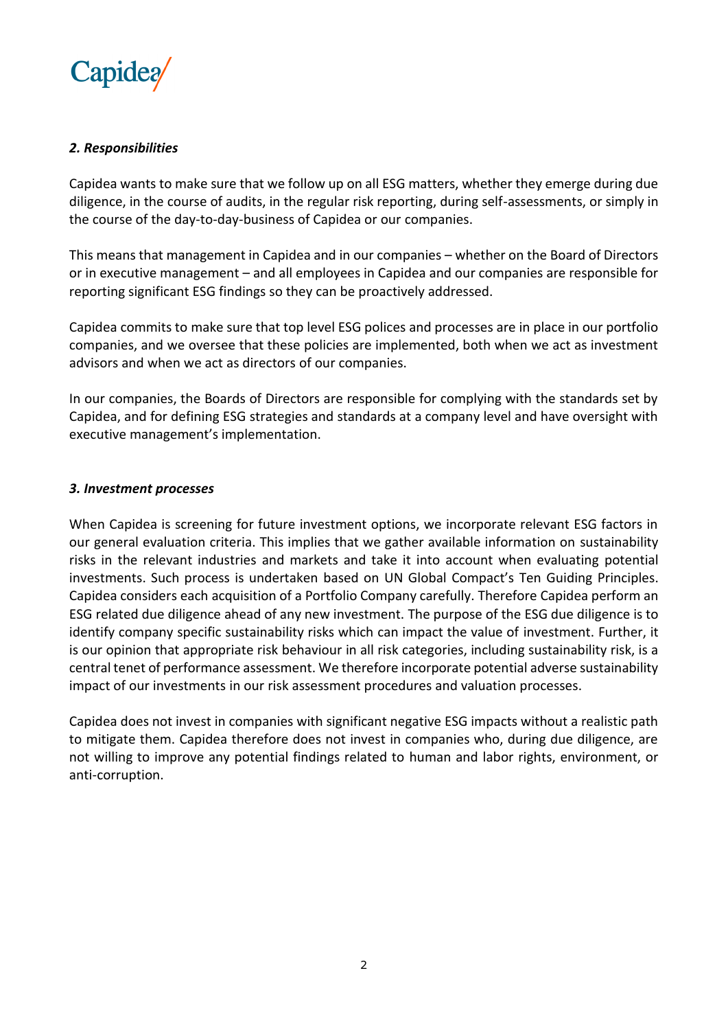### *2. Responsibilities*

Capidea wants to make sure that we follow up on all ESG matters, whether they emerge during due diligence, in the course of audits, in the regular risk reporting, during self-assessments, or simply in the course of the day-to-day-business of Capidea or our companies.

This means that management in Capidea and in our companies – whether on the Board of Directors or in executive management – and all employees in Capidea and our companies are responsible for reporting significant ESG findings so they can be proactively addressed.

Capidea commits to make sure that top level ESG polices and processes are in place in our portfolio companies, and we oversee that these policies are implemented, both when we act as investment advisors and when we act as directors of our companies.

In our companies, the Boards of Directors are responsible for complying with the standards set by Capidea, and for defining ESG strategies and standards at a company level and have oversight with executive management's implementation.

### *3. Investment processes*

When Capidea is screening for future investment options, we incorporate relevant ESG factors in our general evaluation criteria. This implies that we gather available information on sustainability risks in the relevant industries and markets and take it into account when evaluating potential investments. Such process is undertaken based on UN Global Compact's Ten Guiding Principles. Capidea considers each acquisition of a Portfolio Company carefully. Therefore Capidea perform an ESG related due diligence ahead of any new investment. The purpose of the ESG due diligence is to identify company specific sustainability risks which can impact the value of investment. Further, it is our opinion that appropriate risk behaviour in all risk categories, including sustainability risk, is a central tenet of performance assessment. We therefore incorporate potential adverse sustainability impact of our investments in our risk assessment procedures and valuation processes.

Capidea does not invest in companies with significant negative ESG impacts without a realistic path to mitigate them. Capidea therefore does not invest in companies who, during due diligence, are not willing to improve any potential findings related to human and labor rights, environment, or anti-corruption.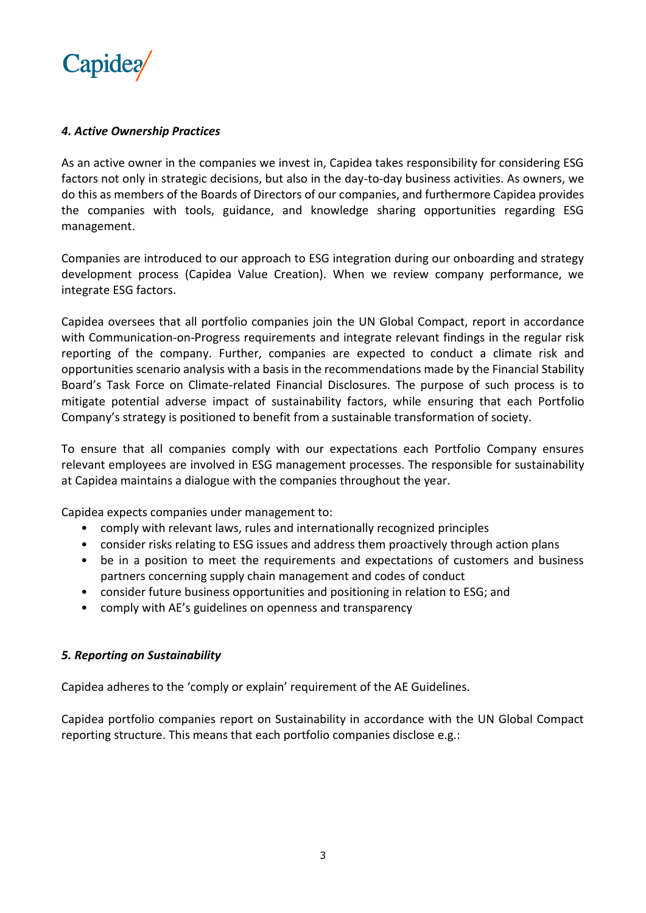### *4. Active Ownership Practices*

As an active owner in the companies we invest in, Capidea takes responsibility for considering ESG factors not only in strategic decisions, but also in the day-to-day business activities. As owners, we do this as members of the Boards of Directors of our companies, and furthermore Capidea provides the companies with tools, guidance, and knowledge sharing opportunities regarding ESG management.

Companies are introduced to our approach to ESG integration during our onboarding and strategy development process (Capidea Value Creation). When we review company performance, we integrate ESG factors.

Capidea oversees that all portfolio companies join the UN Global Compact, report in accordance with Communication-on-Progress requirements and integrate relevant findings in the regular risk reporting of the company. Further, companies are expected to conduct a climate risk and opportunities scenario analysis with a basis in the recommendations made by the Financial Stability Board's Task Force on Climate-related Financial Disclosures. The purpose of such process is to mitigate potential adverse impact of sustainability factors, while ensuring that each Portfolio Company's strategy is positioned to benefit from a sustainable transformation of society.

To ensure that all companies comply with our expectations each Portfolio Company ensures relevant employees are involved in ESG management processes. The responsible for sustainability at Capidea maintains a dialogue with the companies throughout the year.

Capidea expects companies under management to:

- comply with relevant laws, rules and internationally recognized principles
- consider risks relating to ESG issues and address them proactively through action plans
- be in a position to meet the requirements and expectations of customers and business partners concerning supply chain management and codes of conduct
- consider future business opportunities and positioning in relation to ESG; and
- comply with AE's guidelines on openness and transparency

### *5. Reporting on Sustainability*

Capidea adheres to the 'comply or explain' requirement of the AE Guidelines.

Capidea portfolio companies report on Sustainability in accordance with the UN Global Compact reporting structure. This means that each portfolio companies disclose e.g.: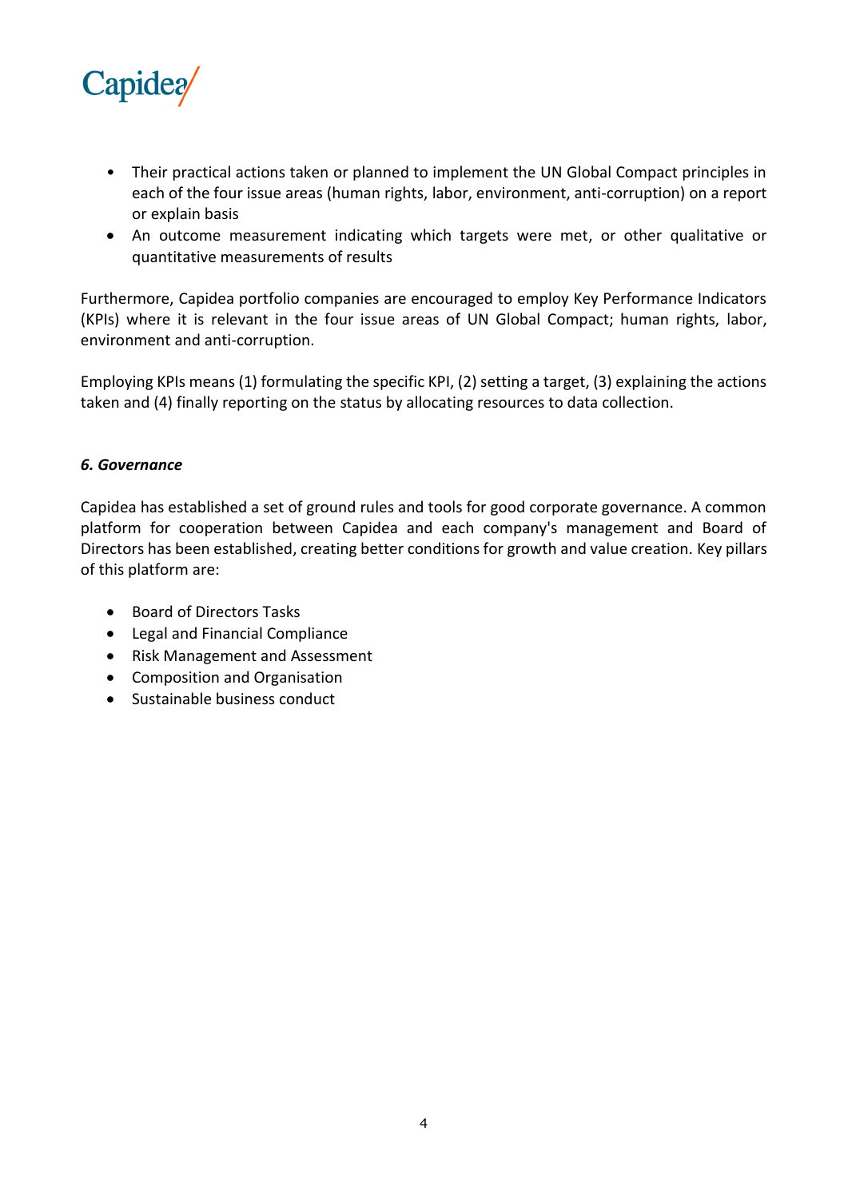- Their practical actions taken or planned to implement the UN Global Compact principles in each of the four issue areas (human rights, labor, environment, anti-corruption) on a report or explain basis
- An outcome measurement indicating which targets were met, or other qualitative or quantitative measurements of results

Furthermore, Capidea portfolio companies are encouraged to employ Key Performance Indicators (KPIs) where it is relevant in the four issue areas of UN Global Compact; human rights, labor, environment and anti-corruption.

Employing KPIs means (1) formulating the specific KPI, (2) setting a target, (3) explaining the actions taken and (4) finally reporting on the status by allocating resources to data collection.

### *6. Governance*

Capidea has established a set of ground rules and tools for good corporate governance. A common platform for cooperation between Capidea and each company's management and Board of Directors has been established, creating better conditions for growth and value creation. Key pillars of this platform are:

- Board of Directors Tasks
- Legal and Financial Compliance
- Risk Management and Assessment
- Composition and Organisation
- Sustainable business conduct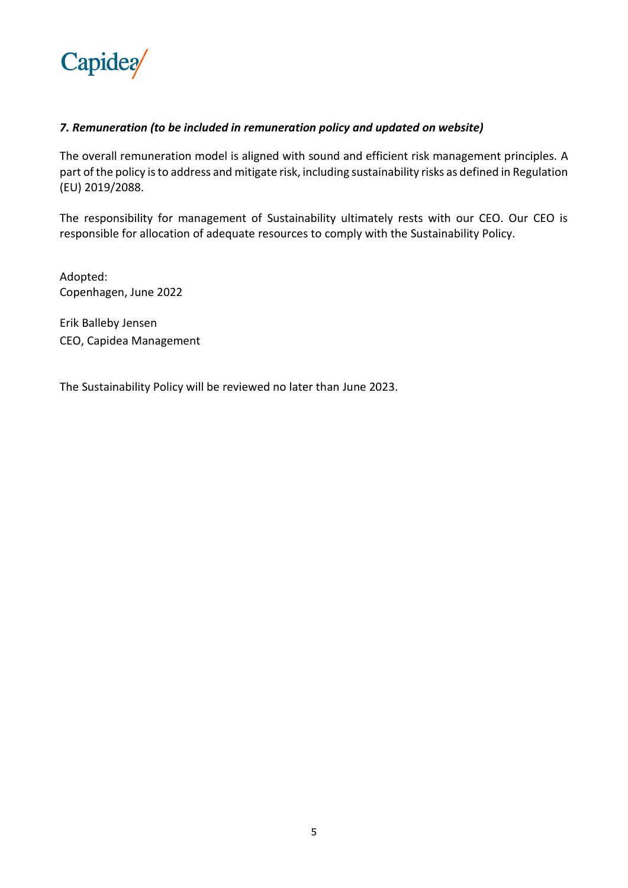### *7. Remuneration (to be included in remuneration policy and updated on website)*

The overall remuneration model is aligned with sound and efficient risk management principles. A part of the policy is to address and mitigate risk, including sustainability risks as defined in Regulation (EU) 2019/2088.

The responsibility for management of Sustainability ultimately rests with our CEO. Our CEO is responsible for allocation of adequate resources to comply with the Sustainability Policy.

Adopted:
Copenhagen, June 2022

Erik Balleby Jensen
CEO, Capidea Management

The Sustainability Policy will be reviewed no later than June 2023.